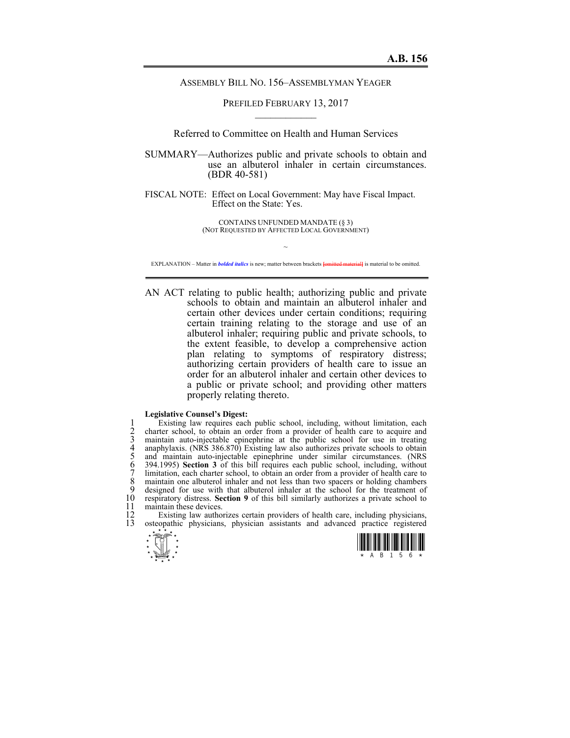**A.B. 156**

ASSEMBLY BILL NO. 156–ASSEMBLYMAN YEAGER

PREFILED FEBRUARY 13, 2017

Referred to Committee on Health and Human Services

SUMMARY—Authorizes public and private schools to obtain and use an albuterol inhaler in certain circumstances. (BDR 40-581)

FISCAL NOTE: Effect on Local Government: May have Fiscal Impact.
Effect on the State: Yes.

CONTAINS UNFUNDED MANDATE (§ 3)
(NOT REQUESTED BY AFFECTED LOCAL GOVERNMENT)

~

EXPLANATION – Matter in ***bolded italics*** is new; matter between brackets [omitted material] is material to be omitted.

AN ACT relating to public health; authorizing public and private schools to obtain and maintain an albuterol inhaler and certain other devices under certain conditions; requiring certain training relating to the storage and use of an albuterol inhaler; requiring public and private schools, to the extent feasible, to develop a comprehensive action plan relating to symptoms of respiratory distress; authorizing certain providers of health care to issue an order for an albuterol inhaler and certain other devices to a public or private school; and providing other matters properly relating thereto.

**Legislative Counsel's Digest:**

1 Existing law requires each public school, including, without limitation, each
2 charter school, to obtain an order from a provider of health care to acquire and
3 maintain auto-injectable epinephrine at the public school for use in treating
4 anaphylaxis. (NRS 386.870) Existing law also authorizes private schools to obtain
5 and maintain auto-injectable epinephrine under similar circumstances. (NRS
6 394.1995) **Section 3** of this bill requires each public school, including, without
7 limitation, each charter school, to obtain an order from a provider of health care to
8 maintain one albuterol inhaler and not less than two spacers or holding chambers
9 designed for use with that albuterol inhaler at the school for the treatment of
10 respiratory distress. **Section 9** of this bill similarly authorizes a private school to
11 maintain these devices.
12 Existing law authorizes certain providers of health care, including physicians,
13 osteopathic physicians, physician assistants and advanced practice registered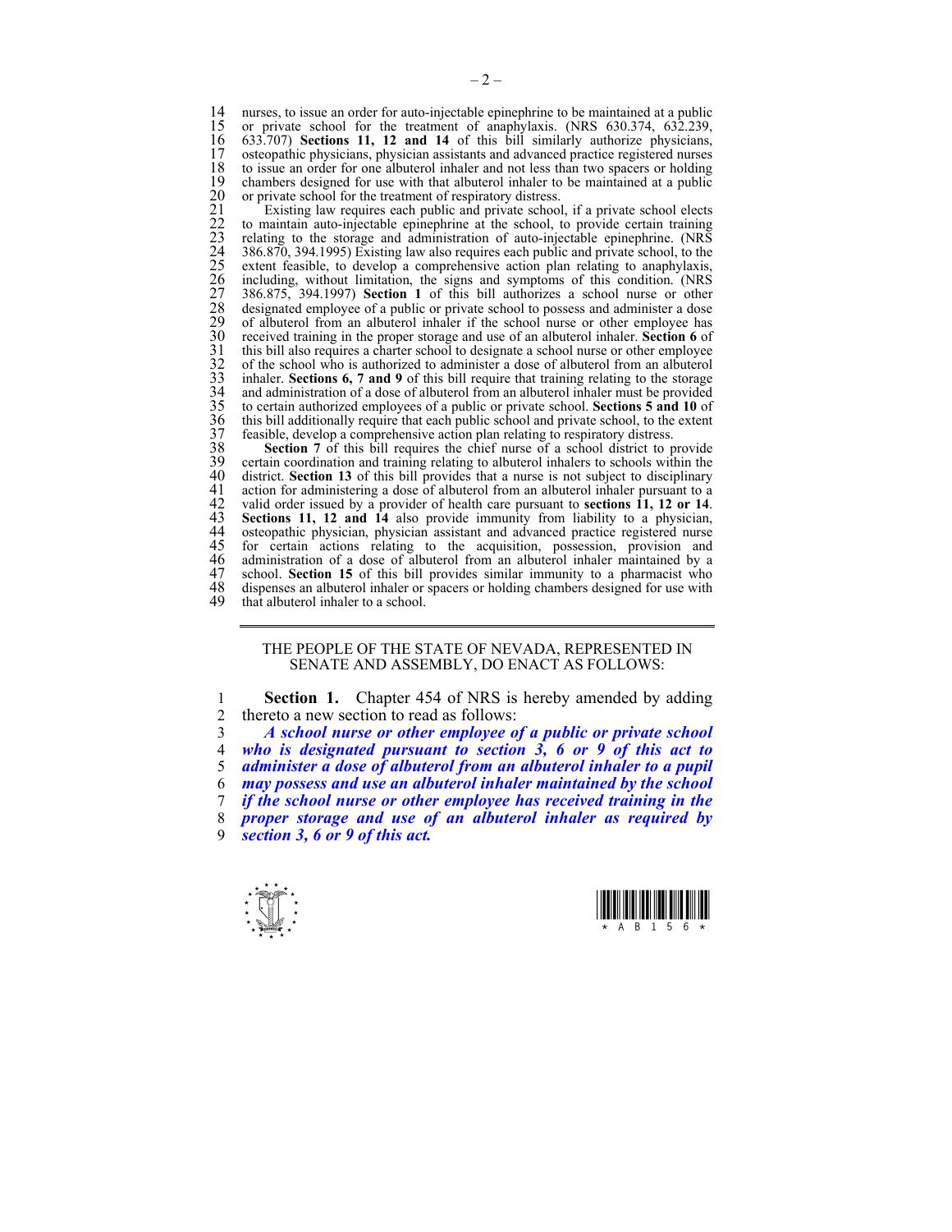nurses, to issue an order for auto-injectable epinephrine to be maintained at a public or private school for the treatment of anaphylaxis. (NRS 630.374, 632.239, 633.707) **Sections 11, 12 and 14** of this bill similarly authorize physicians, osteopathic physicians, physician assistants and advanced practice registered nurses to issue an order for one albuterol inhaler and not less than two spacers or holding chambers designed for use with that albuterol inhaler to be maintained at a public or private school for the treatment of respiratory distress.

Existing law requires each public and private school, if a private school elects to maintain auto-injectable epinephrine at the school, to provide certain training relating to the storage and administration of auto-injectable epinephrine. (NRS 386.870, 394.1995) Existing law also requires each public and private school, to the extent feasible, to develop a comprehensive action plan relating to anaphylaxis, including, without limitation, the signs and symptoms of this condition. (NRS 386.875, 394.1997) **Section 1** of this bill authorizes a school nurse or other designated employee of a public or private school to possess and administer a dose of albuterol from an albuterol inhaler if the school nurse or other employee has received training in the proper storage and use of an albuterol inhaler. **Section 6** of this bill also requires a charter school to designate a school nurse or other employee of the school who is authorized to administer a dose of albuterol from an albuterol inhaler. **Sections 6, 7 and 9** of this bill require that training relating to the storage and administration of a dose of albuterol from an albuterol inhaler must be provided to certain authorized employees of a public or private school. **Sections 5 and 10** of this bill additionally require that each public school and private school, to the extent feasible, develop a comprehensive action plan relating to respiratory distress.

**Section 7** of this bill requires the chief nurse of a school district to provide certain coordination and training relating to albuterol inhalers to schools within the district. **Section 13** of this bill provides that a nurse is not subject to disciplinary action for administering a dose of albuterol from an albuterol inhaler pursuant to a valid order issued by a provider of health care pursuant to **sections 11, 12 or 14**. **Sections 11, 12 and 14** also provide immunity from liability to a physician, osteopathic physician, physician assistant and advanced practice registered nurse for certain actions relating to the acquisition, possession, provision and administration of a dose of albuterol from an albuterol inhaler maintained by a school. **Section 15** of this bill provides similar immunity to a pharmacist who dispenses an albuterol inhaler or spacers or holding chambers designed for use with that albuterol inhaler to a school.

---

THE PEOPLE OF THE STATE OF NEVADA, REPRESENTED IN SENATE AND ASSEMBLY, DO ENACT AS FOLLOWS:

**Section 1.** Chapter 454 of NRS is hereby amended by adding thereto a new section to read as follows:

***A school nurse or other employee of a public or private school who is designated pursuant to section 3, 6 or 9 of this act to administer a dose of albuterol from an albuterol inhaler to a pupil may possess and use an albuterol inhaler maintained by the school if the school nurse or other employee has received training in the proper storage and use of an albuterol inhaler as required by section 3, 6 or 9 of this act.***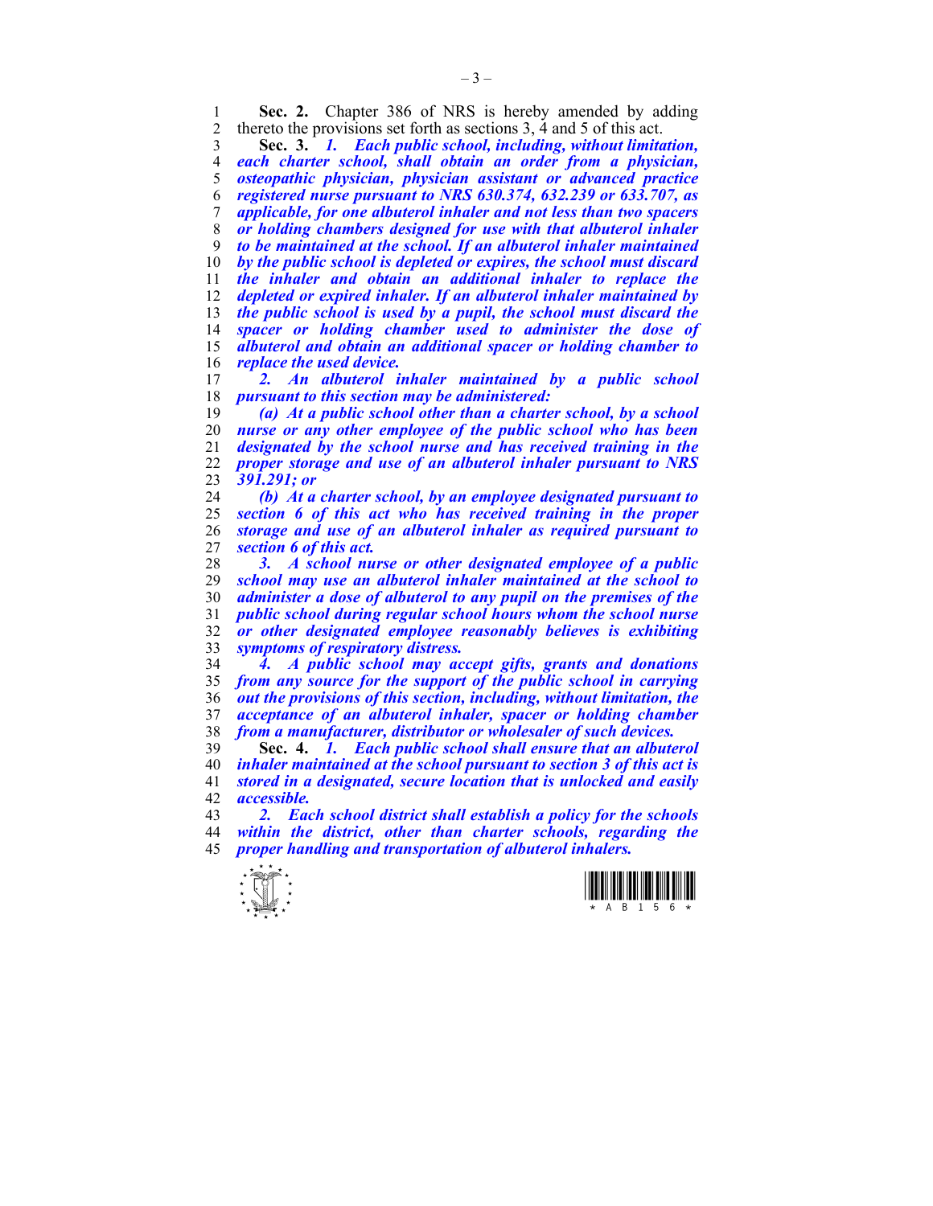**Sec. 2.** Chapter 386 of NRS is hereby amended by adding thereto the provisions set forth as sections 3, 4 and 5 of this act.

**Sec. 3.** ***1. Each public school, including, without limitation, each charter school, shall obtain an order from a physician, osteopathic physician, physician assistant or advanced practice registered nurse pursuant to NRS 630.374, 632.239 or 633.707, as applicable, for one albuterol inhaler and not less than two spacers or holding chambers designed for use with that albuterol inhaler to be maintained at the school. If an albuterol inhaler maintained by the public school is depleted or expires, the school must discard the inhaler and obtain an additional inhaler to replace the depleted or expired inhaler. If an albuterol inhaler maintained by the public school is used by a pupil, the school must discard the spacer or holding chamber used to administer the dose of albuterol and obtain an additional spacer or holding chamber to replace the used device.***

***2. An albuterol inhaler maintained by a public school pursuant to this section may be administered:***

***(a) At a public school other than a charter school, by a school nurse or any other employee of the public school who has been designated by the school nurse and has received training in the proper storage and use of an albuterol inhaler pursuant to NRS 391.291; or***

***(b) At a charter school, by an employee designated pursuant to section 6 of this act who has received training in the proper storage and use of an albuterol inhaler as required pursuant to section 6 of this act.***

***3. A school nurse or other designated employee of a public school may use an albuterol inhaler maintained at the school to administer a dose of albuterol to any pupil on the premises of the public school during regular school hours whom the school nurse or other designated employee reasonably believes is exhibiting symptoms of respiratory distress.***

***4. A public school may accept gifts, grants and donations from any source for the support of the public school in carrying out the provisions of this section, including, without limitation, the acceptance of an albuterol inhaler, spacer or holding chamber from a manufacturer, distributor or wholesaler of such devices.***

**Sec. 4.** ***1. Each public school shall ensure that an albuterol inhaler maintained at the school pursuant to section 3 of this act is stored in a designated, secure location that is unlocked and easily accessible.***

***2. Each school district shall establish a policy for the schools within the district, other than charter schools, regarding the proper handling and transportation of albuterol inhalers.***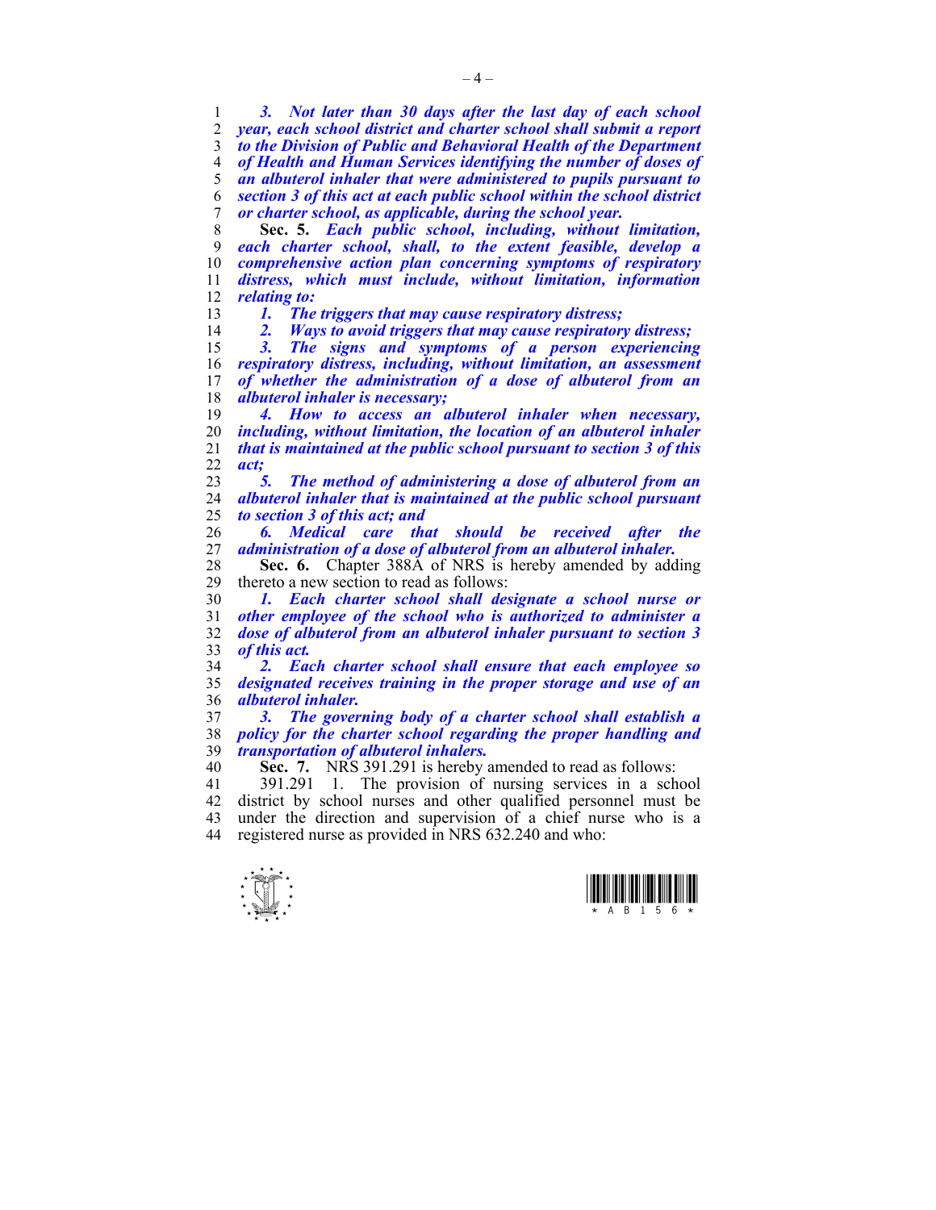***3. Not later than 30 days after the last day of each school year, each school district and charter school shall submit a report to the Division of Public and Behavioral Health of the Department of Health and Human Services identifying the number of doses of an albuterol inhaler that were administered to pupils pursuant to section 3 of this act at each public school within the school district or charter school, as applicable, during the school year.***

**Sec. 5.** ***Each public school, including, without limitation, each charter school, shall, to the extent feasible, develop a comprehensive action plan concerning symptoms of respiratory distress, which must include, without limitation, information relating to:***

***1. The triggers that may cause respiratory distress;***

***2. Ways to avoid triggers that may cause respiratory distress;***

***3. The signs and symptoms of a person experiencing respiratory distress, including, without limitation, an assessment of whether the administration of a dose of albuterol from an albuterol inhaler is necessary;***

***4. How to access an albuterol inhaler when necessary, including, without limitation, the location of an albuterol inhaler that is maintained at the public school pursuant to section 3 of this act;***

***5. The method of administering a dose of albuterol from an albuterol inhaler that is maintained at the public school pursuant to section 3 of this act; and***

***6. Medical care that should be received after the administration of a dose of albuterol from an albuterol inhaler.***

**Sec. 6.** Chapter 388A of NRS is hereby amended by adding thereto a new section to read as follows:

***1. Each charter school shall designate a school nurse or other employee of the school who is authorized to administer a dose of albuterol from an albuterol inhaler pursuant to section 3 of this act.***

***2. Each charter school shall ensure that each employee so designated receives training in the proper storage and use of an albuterol inhaler.***

***3. The governing body of a charter school shall establish a policy for the charter school regarding the proper handling and transportation of albuterol inhalers.***

**Sec. 7.** NRS 391.291 is hereby amended to read as follows:

391.291 1. The provision of nursing services in a school district by school nurses and other qualified personnel must be under the direction and supervision of a chief nurse who is a registered nurse as provided in NRS 632.240 and who: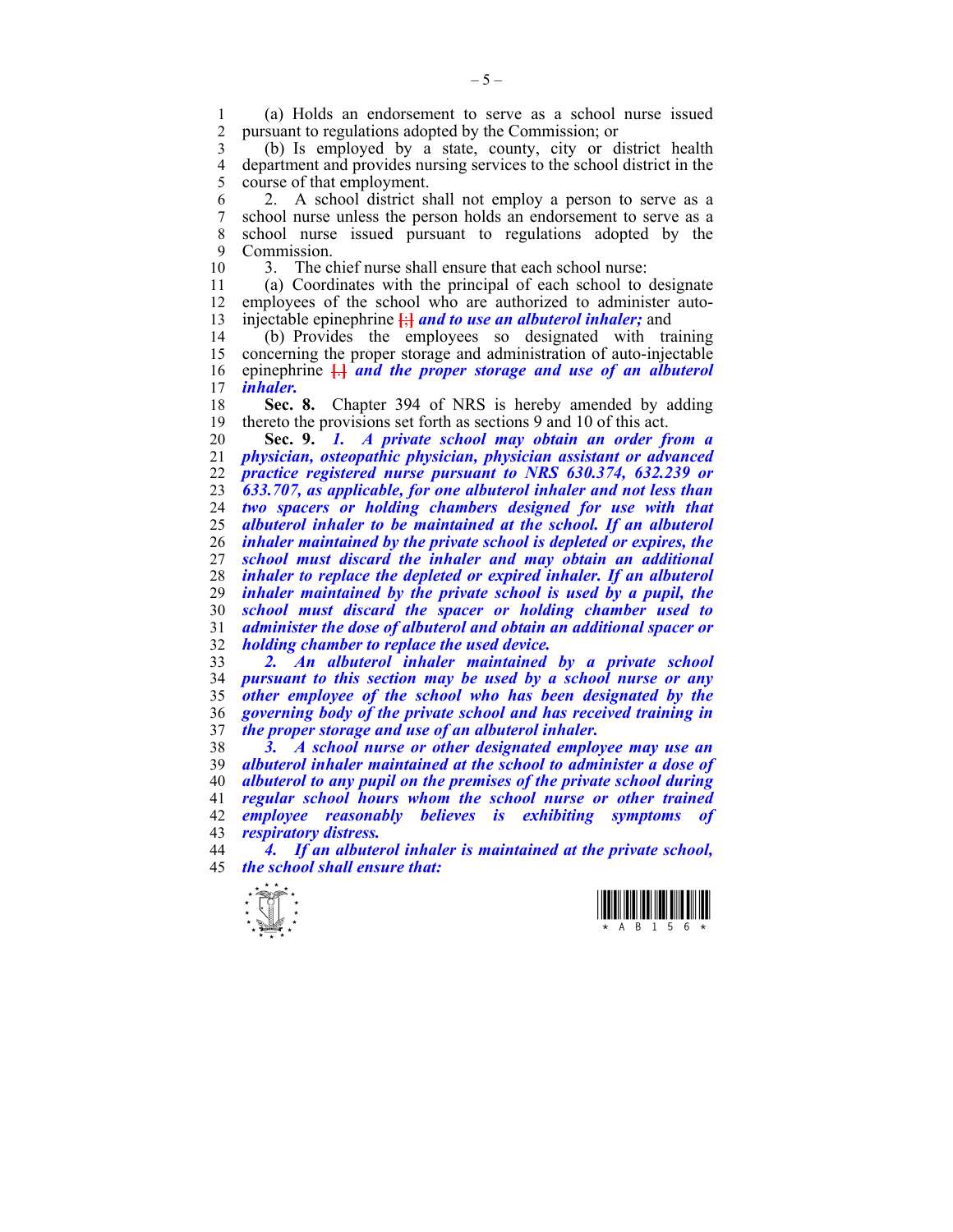(a) Holds an endorsement to serve as a school nurse issued pursuant to regulations adopted by the Commission; or

(b) Is employed by a state, county, city or district health department and provides nursing services to the school district in the course of that employment.

2. A school district shall not employ a person to serve as a school nurse unless the person holds an endorsement to serve as a school nurse issued pursuant to regulations adopted by the Commission.

3. The chief nurse shall ensure that each school nurse:

(a) Coordinates with the principal of each school to designate employees of the school who are authorized to administer auto-injectable epinephrine [;] ***and to use an albuterol inhaler;*** and

(b) Provides the employees so designated with training concerning the proper storage and administration of auto-injectable epinephrine [.] ***and the proper storage and use of an albuterol inhaler.***

**Sec. 8.** Chapter 394 of NRS is hereby amended by adding thereto the provisions set forth as sections 9 and 10 of this act.

**Sec. 9.** ***1. A private school may obtain an order from a physician, osteopathic physician, physician assistant or advanced practice registered nurse pursuant to NRS 630.374, 632.239 or 633.707, as applicable, for one albuterol inhaler and not less than two spacers or holding chambers designed for use with that albuterol inhaler to be maintained at the school. If an albuterol inhaler maintained by the private school is depleted or expires, the school must discard the inhaler and may obtain an additional inhaler to replace the depleted or expired inhaler. If an albuterol inhaler maintained by the private school is used by a pupil, the school must discard the spacer or holding chamber used to administer the dose of albuterol and obtain an additional spacer or holding chamber to replace the used device.***

***2. An albuterol inhaler maintained by a private school pursuant to this section may be used by a school nurse or any other employee of the school who has been designated by the governing body of the private school and has received training in the proper storage and use of an albuterol inhaler.***

***3. A school nurse or other designated employee may use an albuterol inhaler maintained at the school to administer a dose of albuterol to any pupil on the premises of the private school during regular school hours whom the school nurse or other trained employee reasonably believes is exhibiting symptoms of respiratory distress.***

***4. If an albuterol inhaler is maintained at the private school, the school shall ensure that:***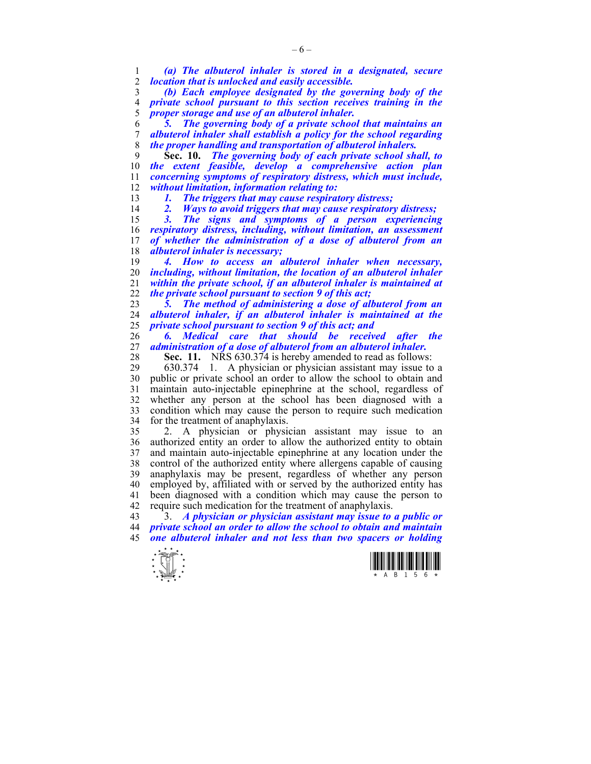*(a) The albuterol inhaler is stored in a designated, secure location that is unlocked and easily accessible.*

*(b) Each employee designated by the governing body of the private school pursuant to this section receives training in the proper storage and use of an albuterol inhaler.*

*5. The governing body of a private school that maintains an albuterol inhaler shall establish a policy for the school regarding the proper handling and transportation of albuterol inhalers.*

**Sec. 10.** *The governing body of each private school shall, to the extent feasible, develop a comprehensive action plan concerning symptoms of respiratory distress, which must include, without limitation, information relating to:*

*1. The triggers that may cause respiratory distress;*

*2. Ways to avoid triggers that may cause respiratory distress;*

*3. The signs and symptoms of a person experiencing respiratory distress, including, without limitation, an assessment of whether the administration of a dose of albuterol from an albuterol inhaler is necessary;*

*4. How to access an albuterol inhaler when necessary, including, without limitation, the location of an albuterol inhaler within the private school, if an albuterol inhaler is maintained at the private school pursuant to section 9 of this act;*

*5. The method of administering a dose of albuterol from an albuterol inhaler, if an albuterol inhaler is maintained at the private school pursuant to section 9 of this act; and*

*6. Medical care that should be received after the administration of a dose of albuterol from an albuterol inhaler.*

**Sec. 11.** NRS 630.374 is hereby amended to read as follows:

630.374 1. A physician or physician assistant may issue to a public or private school an order to allow the school to obtain and maintain auto-injectable epinephrine at the school, regardless of whether any person at the school has been diagnosed with a condition which may cause the person to require such medication for the treatment of anaphylaxis.

2. A physician or physician assistant may issue to an authorized entity an order to allow the authorized entity to obtain and maintain auto-injectable epinephrine at any location under the control of the authorized entity where allergens capable of causing anaphylaxis may be present, regardless of whether any person employed by, affiliated with or served by the authorized entity has been diagnosed with a condition which may cause the person to require such medication for the treatment of anaphylaxis.

3. *A physician or physician assistant may issue to a public or private school an order to allow the school to obtain and maintain one albuterol inhaler and not less than two spacers or holding*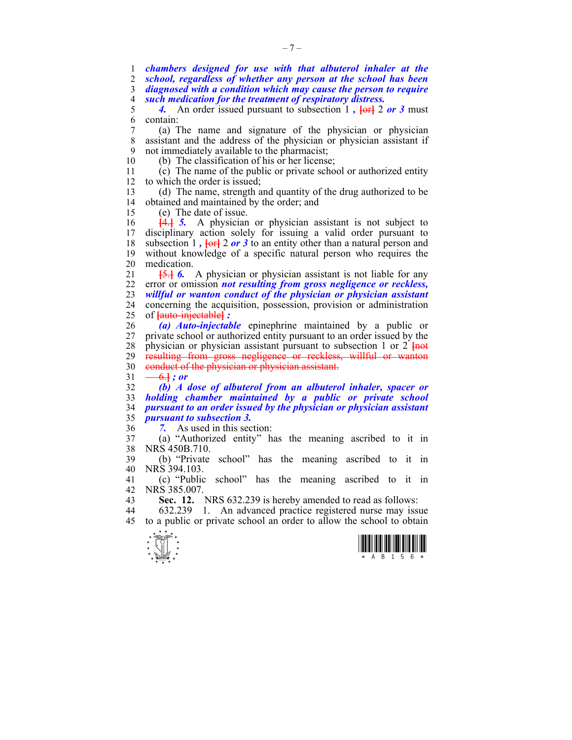***chambers designed for use with that albuterol inhaler at the school, regardless of whether any person at the school has been diagnosed with a condition which may cause the person to require such medication for the treatment of respiratory distress.***

***4.*** An order issued pursuant to subsection 1 ***,*** [or] 2 ***or 3*** must contain:

(a) The name and signature of the physician or physician assistant and the address of the physician or physician assistant if not immediately available to the pharmacist;

(b) The classification of his or her license;

(c) The name of the public or private school or authorized entity to which the order is issued;

(d) The name, strength and quantity of the drug authorized to be obtained and maintained by the order; and

(e) The date of issue.

[4.] ***5.*** A physician or physician assistant is not subject to disciplinary action solely for issuing a valid order pursuant to subsection 1 ***,*** [or] 2 ***or 3*** to an entity other than a natural person and without knowledge of a specific natural person who requires the medication.

[5.] ***6.*** A physician or physician assistant is not liable for any error or omission ***not resulting from gross negligence or reckless, willful or wanton conduct of the physician or physician assistant*** concerning the acquisition, possession, provision or administration of [auto-injectable] ***:***

***(a) Auto-injectable*** epinephrine maintained by a public or private school or authorized entity pursuant to an order issued by the physician or physician assistant pursuant to subsection 1 or 2 [not resulting from gross negligence or reckless, willful or wanton conduct of the physician or physician assistant.

6.] ***; or***

***(b) A dose of albuterol from an albuterol inhaler, spacer or holding chamber maintained by a public or private school pursuant to an order issued by the physician or physician assistant pursuant to subsection 3.***

***7.*** As used in this section:

(a) "Authorized entity" has the meaning ascribed to it in NRS 450B.710.

(b) "Private school" has the meaning ascribed to it in NRS 394.103.

(c) "Public school" has the meaning ascribed to it in NRS 385.007.

**Sec. 12.** NRS 632.239 is hereby amended to read as follows:

632.239 1. An advanced practice registered nurse may issue to a public or private school an order to allow the school to obtain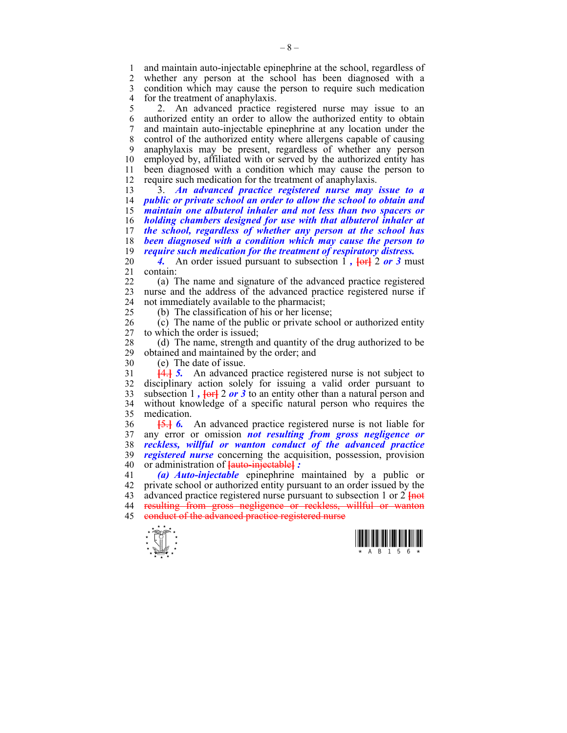and maintain auto-injectable epinephrine at the school, regardless of whether any person at the school has been diagnosed with a condition which may cause the person to require such medication for the treatment of anaphylaxis.

2. An advanced practice registered nurse may issue to an authorized entity an order to allow the authorized entity to obtain and maintain auto-injectable epinephrine at any location under the control of the authorized entity where allergens capable of causing anaphylaxis may be present, regardless of whether any person employed by, affiliated with or served by the authorized entity has been diagnosed with a condition which may cause the person to require such medication for the treatment of anaphylaxis.

3. ***An advanced practice registered nurse may issue to a public or private school an order to allow the school to obtain and maintain one albuterol inhaler and not less than two spacers or holding chambers designed for use with that albuterol inhaler at the school, regardless of whether any person at the school has been diagnosed with a condition which may cause the person to require such medication for the treatment of respiratory distress.***

***4.*** An order issued pursuant to subsection 1 ***,*** ~~[or]~~ 2 ***or 3*** must contain:

(a) The name and signature of the advanced practice registered nurse and the address of the advanced practice registered nurse if not immediately available to the pharmacist;

(b) The classification of his or her license;

(c) The name of the public or private school or authorized entity to which the order is issued;

(d) The name, strength and quantity of the drug authorized to be obtained and maintained by the order; and

(e) The date of issue.

~~[4.]~~ ***5.*** An advanced practice registered nurse is not subject to disciplinary action solely for issuing a valid order pursuant to subsection 1 ***,*** ~~[or]~~ 2 ***or 3*** to an entity other than a natural person and without knowledge of a specific natural person who requires the medication.

~~[5.]~~ ***6.*** An advanced practice registered nurse is not liable for any error or omission ***not resulting from gross negligence or reckless, willful or wanton conduct of the advanced practice registered nurse*** concerning the acquisition, possession, provision or administration of ~~[auto-injectable]~~ ***:***

***(a) Auto-injectable*** epinephrine maintained by a public or private school or authorized entity pursuant to an order issued by the advanced practice registered nurse pursuant to subsection 1 or 2 ~~[not resulting from gross negligence or reckless, willful or wanton conduct of the advanced practice registered nurse~~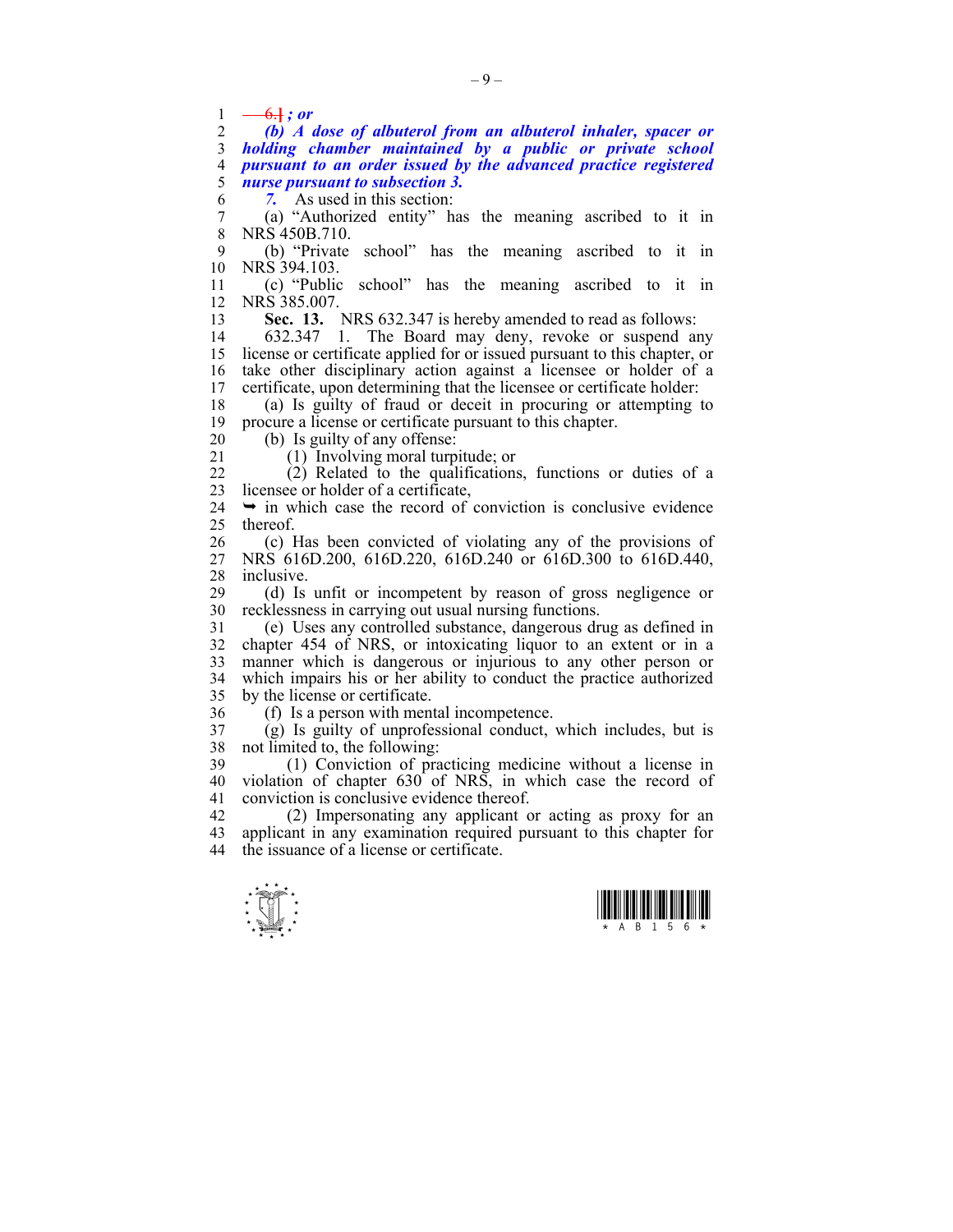~~6.~~] *; or*

*(b) A dose of albuterol from an albuterol inhaler, spacer or holding chamber maintained by a public or private school pursuant to an order issued by the advanced practice registered nurse pursuant to subsection 3.*

*7.* As used in this section:

(a) "Authorized entity" has the meaning ascribed to it in NRS 450B.710.

(b) "Private school" has the meaning ascribed to it in NRS 394.103.

(c) "Public school" has the meaning ascribed to it in NRS 385.007.

**Sec. 13.** NRS 632.347 is hereby amended to read as follows:

632.347 1. The Board may deny, revoke or suspend any license or certificate applied for or issued pursuant to this chapter, or take other disciplinary action against a licensee or holder of a certificate, upon determining that the licensee or certificate holder:

(a) Is guilty of fraud or deceit in procuring or attempting to procure a license or certificate pursuant to this chapter.

(b) Is guilty of any offense:

(1) Involving moral turpitude; or

(2) Related to the qualifications, functions or duties of a licensee or holder of a certificate,

➥ in which case the record of conviction is conclusive evidence thereof.

(c) Has been convicted of violating any of the provisions of NRS 616D.200, 616D.220, 616D.240 or 616D.300 to 616D.440, inclusive.

(d) Is unfit or incompetent by reason of gross negligence or recklessness in carrying out usual nursing functions.

(e) Uses any controlled substance, dangerous drug as defined in chapter 454 of NRS, or intoxicating liquor to an extent or in a manner which is dangerous or injurious to any other person or which impairs his or her ability to conduct the practice authorized by the license or certificate.

(f) Is a person with mental incompetence.

(g) Is guilty of unprofessional conduct, which includes, but is not limited to, the following:

(1) Conviction of practicing medicine without a license in violation of chapter 630 of NRS, in which case the record of conviction is conclusive evidence thereof.

(2) Impersonating any applicant or acting as proxy for an applicant in any examination required pursuant to this chapter for the issuance of a license or certificate.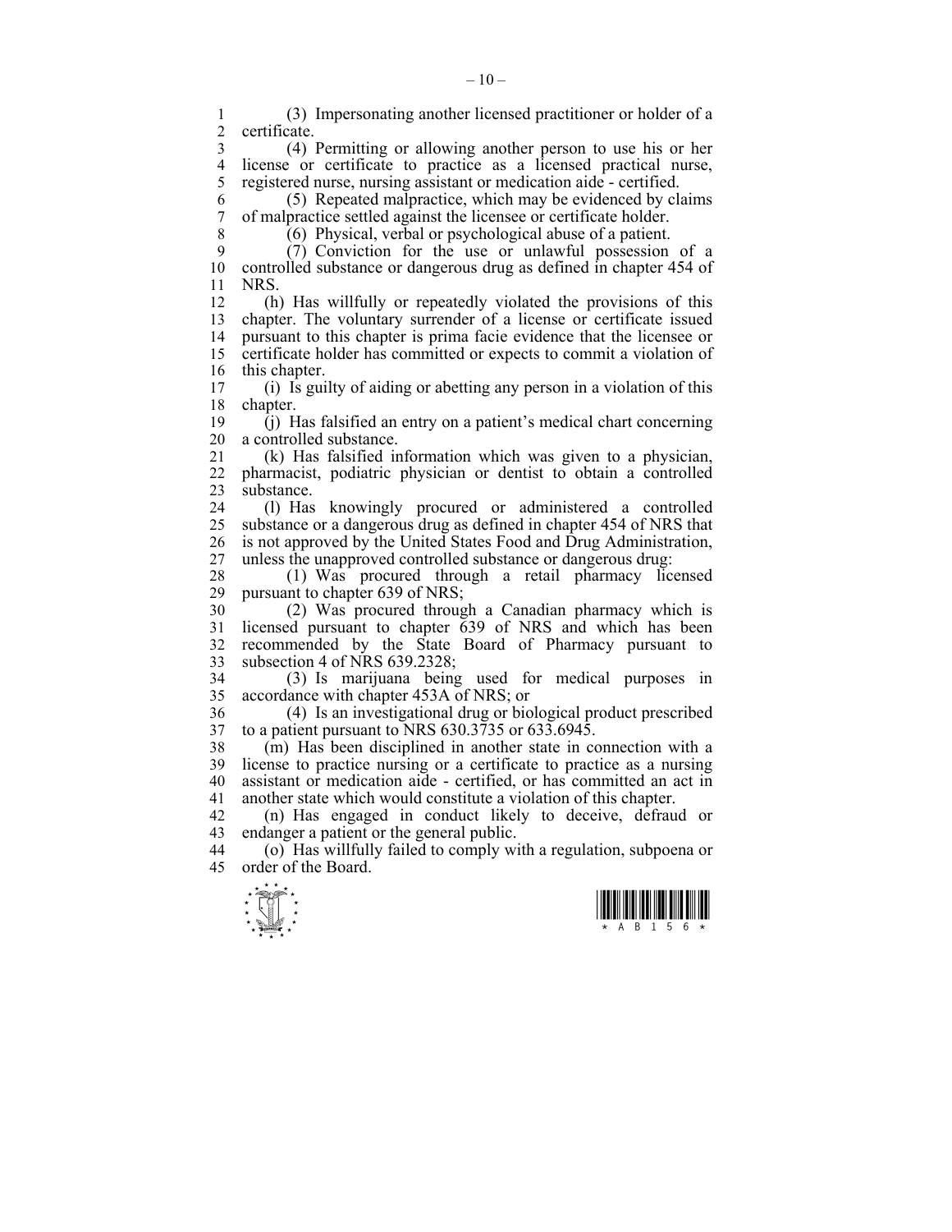(3) Impersonating another licensed practitioner or holder of a certificate.

(4) Permitting or allowing another person to use his or her license or certificate to practice as a licensed practical nurse, registered nurse, nursing assistant or medication aide - certified.

(5) Repeated malpractice, which may be evidenced by claims of malpractice settled against the licensee or certificate holder.

(6) Physical, verbal or psychological abuse of a patient.

(7) Conviction for the use or unlawful possession of a controlled substance or dangerous drug as defined in chapter 454 of NRS.

(h) Has willfully or repeatedly violated the provisions of this chapter. The voluntary surrender of a license or certificate issued pursuant to this chapter is prima facie evidence that the licensee or certificate holder has committed or expects to commit a violation of this chapter.

(i) Is guilty of aiding or abetting any person in a violation of this chapter.

(j) Has falsified an entry on a patient's medical chart concerning a controlled substance.

(k) Has falsified information which was given to a physician, pharmacist, podiatric physician or dentist to obtain a controlled substance.

(l) Has knowingly procured or administered a controlled substance or a dangerous drug as defined in chapter 454 of NRS that is not approved by the United States Food and Drug Administration, unless the unapproved controlled substance or dangerous drug:

(1) Was procured through a retail pharmacy licensed pursuant to chapter 639 of NRS;

(2) Was procured through a Canadian pharmacy which is licensed pursuant to chapter 639 of NRS and which has been recommended by the State Board of Pharmacy pursuant to subsection 4 of NRS 639.2328;

(3) Is marijuana being used for medical purposes in accordance with chapter 453A of NRS; or

(4) Is an investigational drug or biological product prescribed to a patient pursuant to NRS 630.3735 or 633.6945.

(m) Has been disciplined in another state in connection with a license to practice nursing or a certificate to practice as a nursing assistant or medication aide - certified, or has committed an act in another state which would constitute a violation of this chapter.

(n) Has engaged in conduct likely to deceive, defraud or endanger a patient or the general public.

(o) Has willfully failed to comply with a regulation, subpoena or order of the Board.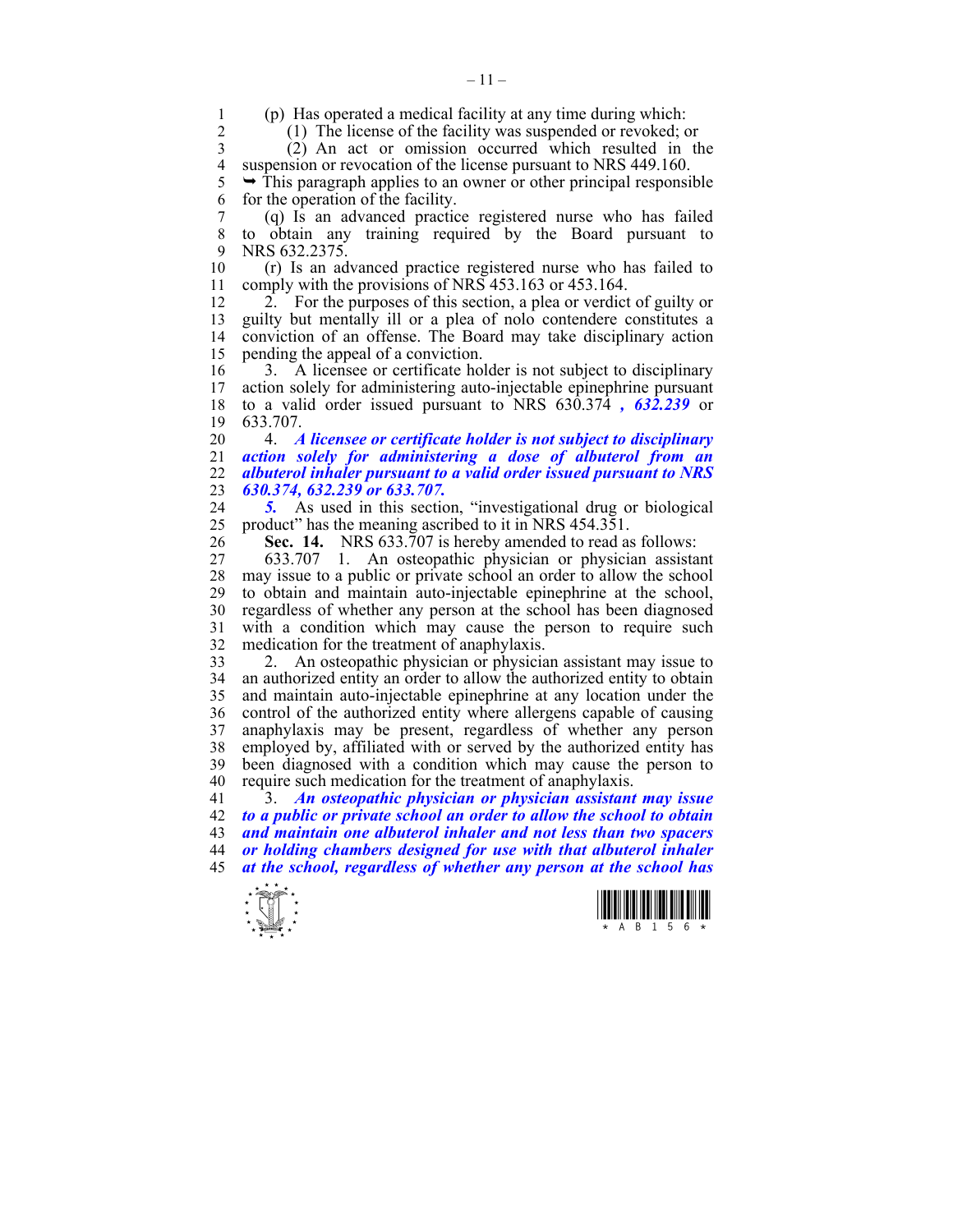(p) Has operated a medical facility at any time during which:

(1) The license of the facility was suspended or revoked; or

(2) An act or omission occurred which resulted in the suspension or revocation of the license pursuant to NRS 449.160.

➥ This paragraph applies to an owner or other principal responsible for the operation of the facility.

(q) Is an advanced practice registered nurse who has failed to obtain any training required by the Board pursuant to NRS 632.2375.

(r) Is an advanced practice registered nurse who has failed to comply with the provisions of NRS 453.163 or 453.164.

2. For the purposes of this section, a plea or verdict of guilty or guilty but mentally ill or a plea of nolo contendere constitutes a conviction of an offense. The Board may take disciplinary action pending the appeal of a conviction.

3. A licensee or certificate holder is not subject to disciplinary action solely for administering auto-injectable epinephrine pursuant to a valid order issued pursuant to NRS 630.374 ***, 632.239*** or 633.707.

4. ***A licensee or certificate holder is not subject to disciplinary action solely for administering a dose of albuterol from an albuterol inhaler pursuant to a valid order issued pursuant to NRS 630.374, 632.239 or 633.707.***

***5.*** As used in this section, "investigational drug or biological product" has the meaning ascribed to it in NRS 454.351.

**Sec. 14.** NRS 633.707 is hereby amended to read as follows:

633.707 1. An osteopathic physician or physician assistant may issue to a public or private school an order to allow the school to obtain and maintain auto-injectable epinephrine at the school, regardless of whether any person at the school has been diagnosed with a condition which may cause the person to require such medication for the treatment of anaphylaxis.

2. An osteopathic physician or physician assistant may issue to an authorized entity an order to allow the authorized entity to obtain and maintain auto-injectable epinephrine at any location under the control of the authorized entity where allergens capable of causing anaphylaxis may be present, regardless of whether any person employed by, affiliated with or served by the authorized entity has been diagnosed with a condition which may cause the person to require such medication for the treatment of anaphylaxis.

3. ***An osteopathic physician or physician assistant may issue to a public or private school an order to allow the school to obtain and maintain one albuterol inhaler and not less than two spacers or holding chambers designed for use with that albuterol inhaler at the school, regardless of whether any person at the school has***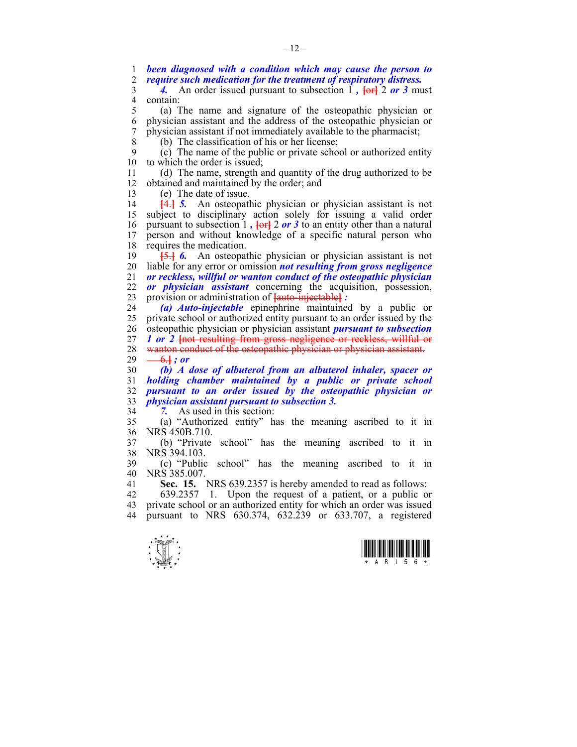***been diagnosed with a condition which may cause the person to require such medication for the treatment of respiratory distress.***

***4.*** An order issued pursuant to subsection 1 ***,*** [or] 2 ***or 3*** must contain:

(a) The name and signature of the osteopathic physician or physician assistant and the address of the osteopathic physician or physician assistant if not immediately available to the pharmacist;

(b) The classification of his or her license;

(c) The name of the public or private school or authorized entity to which the order is issued;

(d) The name, strength and quantity of the drug authorized to be obtained and maintained by the order; and

(e) The date of issue.

[4.] ***5.*** An osteopathic physician or physician assistant is not subject to disciplinary action solely for issuing a valid order pursuant to subsection 1 ***,*** [or] 2 ***or 3*** to an entity other than a natural person and without knowledge of a specific natural person who requires the medication.

[5.] ***6.*** An osteopathic physician or physician assistant is not liable for any error or omission ***not resulting from gross negligence or reckless, willful or wanton conduct of the osteopathic physician or physician assistant*** concerning the acquisition, possession, provision or administration of [auto-injectable] ***:***

***(a) Auto-injectable*** epinephrine maintained by a public or private school or authorized entity pursuant to an order issued by the osteopathic physician or physician assistant ***pursuant to subsection 1 or 2*** [not resulting from gross negligence or reckless, willful or wanton conduct of the osteopathic physician or physician assistant.

6.] ***; or***

***(b) A dose of albuterol from an albuterol inhaler, spacer or holding chamber maintained by a public or private school pursuant to an order issued by the osteopathic physician or physician assistant pursuant to subsection 3.***

***7.*** As used in this section:

(a) "Authorized entity" has the meaning ascribed to it in NRS 450B.710.

(b) "Private school" has the meaning ascribed to it in NRS 394.103.

(c) "Public school" has the meaning ascribed to it in NRS 385.007.

**Sec. 15.** NRS 639.2357 is hereby amended to read as follows:

639.2357 1. Upon the request of a patient, or a public or private school or an authorized entity for which an order was issued pursuant to NRS 630.374, 632.239 or 633.707, a registered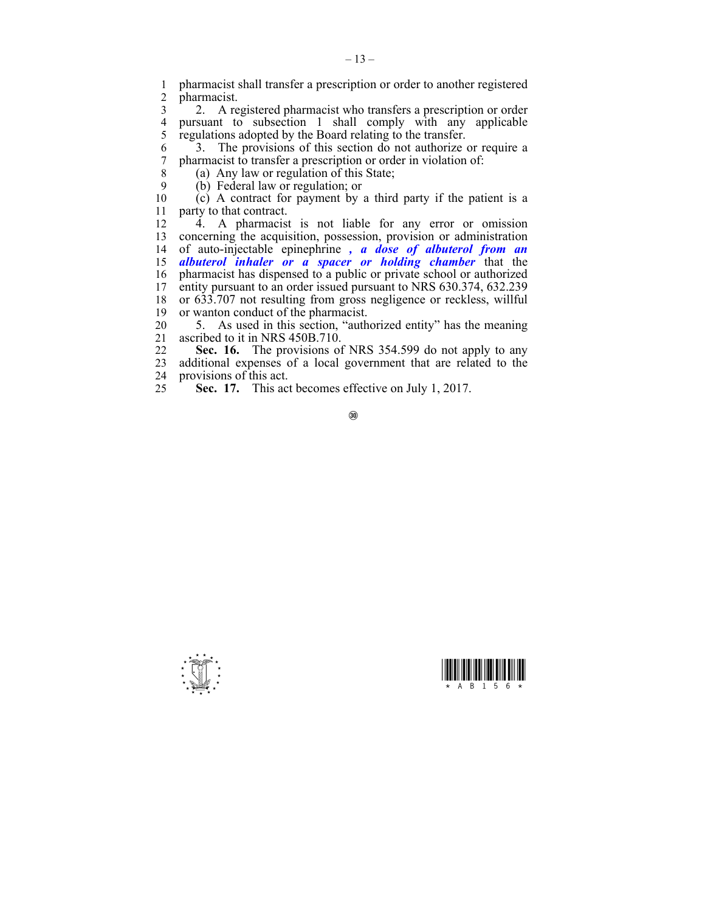pharmacist shall transfer a prescription or order to another registered pharmacist.

2. A registered pharmacist who transfers a prescription or order pursuant to subsection 1 shall comply with any applicable regulations adopted by the Board relating to the transfer.

3. The provisions of this section do not authorize or require a pharmacist to transfer a prescription or order in violation of:

(a) Any law or regulation of this State;

(b) Federal law or regulation; or

(c) A contract for payment by a third party if the patient is a party to that contract.

4. A pharmacist is not liable for any error or omission concerning the acquisition, possession, provision or administration of auto-injectable epinephrine ***, a dose of albuterol from an albuterol inhaler or a spacer or holding chamber*** that the pharmacist has dispensed to a public or private school or authorized entity pursuant to an order issued pursuant to NRS 630.374, 632.239 or 633.707 not resulting from gross negligence or reckless, willful or wanton conduct of the pharmacist.

5. As used in this section, "authorized entity" has the meaning ascribed to it in NRS 450B.710.

**Sec. 16.** The provisions of NRS 354.599 do not apply to any additional expenses of a local government that are related to the provisions of this act.

**Sec. 17.** This act becomes effective on July 1, 2017.